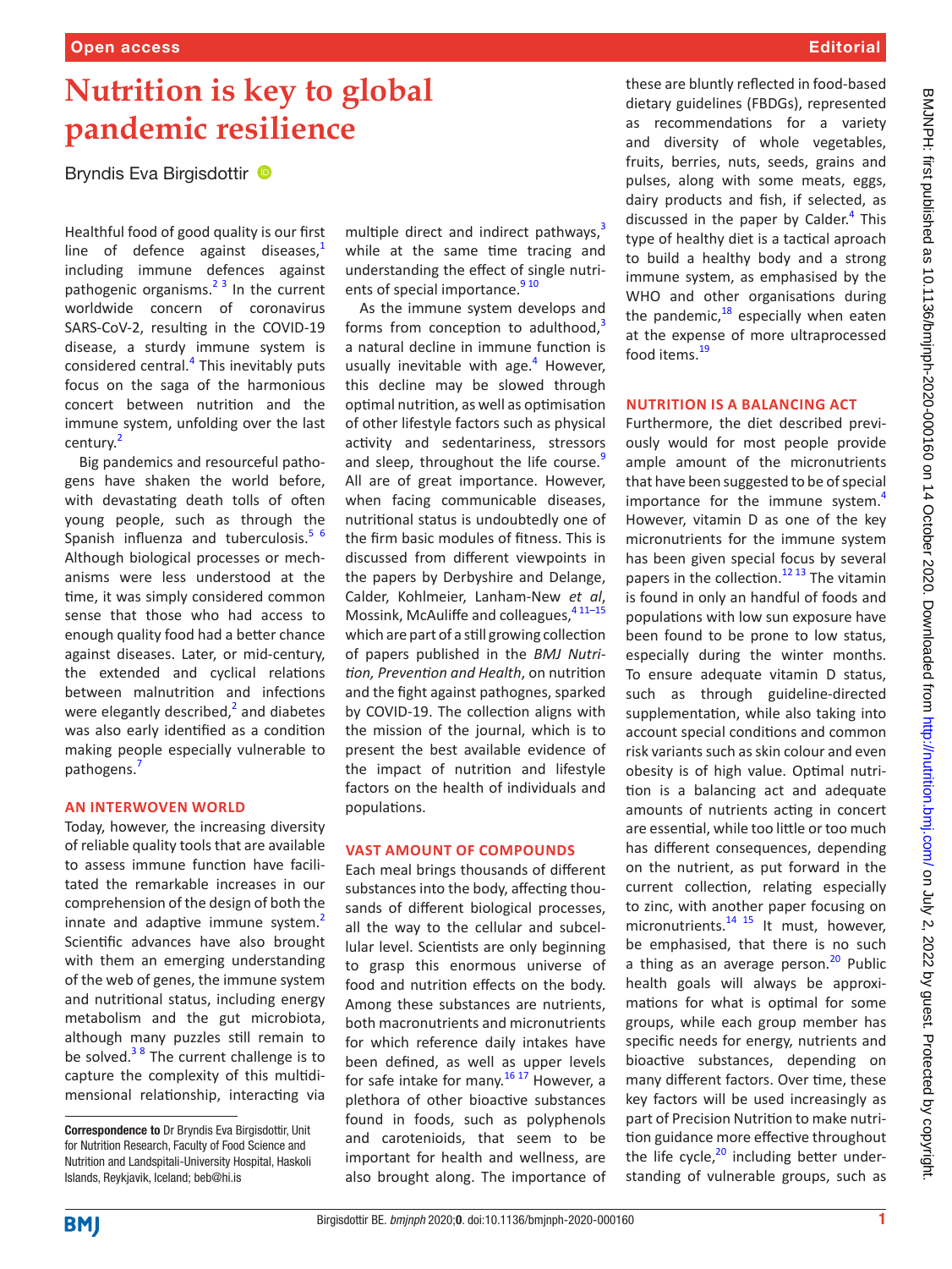# Nutrition is key to global pandemic resilience

Bryndis Eva Birgisdottir

Healthful food of good quality is our first line of defence against diseases,[1] including immune defences against pathogenic organisms.[2 3] In the current worldwide concern of coronavirus SARS-CoV-2, resulting in the COVID-19 disease, a sturdy immune system is considered central.[4] This inevitably puts focus on the saga of the harmonious concert between nutrition and the immune system, unfolding over the last century.[2]

Big pandemics and resourceful pathogens have shaken the world before, with devastating death tolls of often young people, such as through the Spanish influenza and tuberculosis.[5 6] Although biological processes or mechanisms were less understood at the time, it was simply considered common sense that those who had access to enough quality food had a better chance against diseases. Later, or mid-century, the extended and cyclical relations between malnutrition and infections were elegantly described,[2] and diabetes was also early identified as a condition making people especially vulnerable to pathogens.[7]

## AN INTERWOVEN WORLD

Today, however, the increasing diversity of reliable quality tools that are available to assess immune function have facilitated the remarkable increases in our comprehension of the design of both the innate and adaptive immune system.[2] Scientific advances have also brought with them an emerging understanding of the web of genes, the immune system and nutritional status, including energy metabolism and the gut microbiota, although many puzzles still remain to be solved.[3 8] The current challenge is to capture the complexity of this multidimensional relationship, interacting via multiple direct and indirect pathways,[3] while at the same time tracing and understanding the effect of single nutrients of special importance.[9 10]

As the immune system develops and forms from conception to adulthood,[3] a natural decline in immune function is usually inevitable with age.[4] However, this decline may be slowed through optimal nutrition, as well as optimisation of other lifestyle factors such as physical activity and sedentariness, stressors and sleep, throughout the life course.[9] All are of great importance. However, when facing communicable diseases, nutritional status is undoubtedly one of the firm basic modules of fitness. This is discussed from different viewpoints in the papers by Derbyshire and Delange, Calder, Kohlmeier, Lanham-New *et al*, Mossink, McAuliffe and colleagues,[4 11–15] which are part of a still growing collection of papers published in the *BMJ Nutrition, Prevention and Health*, on nutrition and the fight against pathogens, sparked by COVID-19. The collection aligns with the mission of the journal, which is to present the best available evidence of the impact of nutrition and lifestyle factors on the health of individuals and populations.

## VAST AMOUNT OF COMPOUNDS

Each meal brings thousands of different substances into the body, affecting thousands of different biological processes, all the way to the cellular and subcellular level. Scientists are only beginning to grasp this enormous universe of food and nutrition effects on the body. Among these substances are nutrients, both macronutrients and micronutrients for which reference daily intakes have been defined, as well as upper levels for safe intake for many.[16 17] However, a plethora of other bioactive substances found in foods, such as polyphenols and carotenioids, that seem to be important for health and wellness, are also brought along. The importance of these are bluntly reflected in food-based dietary guidelines (FBDGs), represented as recommendations for a variety and diversity of whole vegetables, fruits, berries, nuts, seeds, grains and pulses, along with some meats, eggs, dairy products and fish, if selected, as discussed in the paper by Calder.[4] This type of healthy diet is a tactical aproach to build a healthy body and a strong immune system, as emphasised by the WHO and other organisations during the pandemic,[18] especially when eaten at the expense of more ultraprocessed food items.[19]

## NUTRITION IS A BALANCING ACT

Furthermore, the diet described previously would for most people provide ample amount of the micronutrients that have been suggested to be of special importance for the immune system.[4] However, vitamin D as one of the key micronutrients for the immune system has been given special focus by several papers in the collection.[12 13] The vitamin is found in only an handful of foods and populations with low sun exposure have been found to be prone to low status, especially during the winter months. To ensure adequate vitamin D status, such as through guideline-directed supplementation, while also taking into account special conditions and common risk variants such as skin colour and even obesity is of high value. Optimal nutrition is a balancing act and adequate amounts of nutrients acting in concert are essential, while too little or too much has different consequences, depending on the nutrient, as put forward in the current collection, relating especially to zinc, with another paper focusing on micronutrients.[14 15] It must, however, be emphasised, that there is no such a thing as an average person.[20] Public health goals will always be approximations for what is optimal for some groups, while each group member has specific needs for energy, nutrients and bioactive substances, depending on many different factors. Over time, these key factors will be used increasingly as part of Precision Nutrition to make nutrition guidance more effective throughout the life cycle,[20] including better understanding of vulnerable groups, such as

**Correspondence to** Dr Bryndis Eva Birgisdottir, Unit for Nutrition Research, Faculty of Food Science and Nutrition and Landspitali-University Hospital, Haskoli Islands, Reykjavik, Iceland; beb@hi.is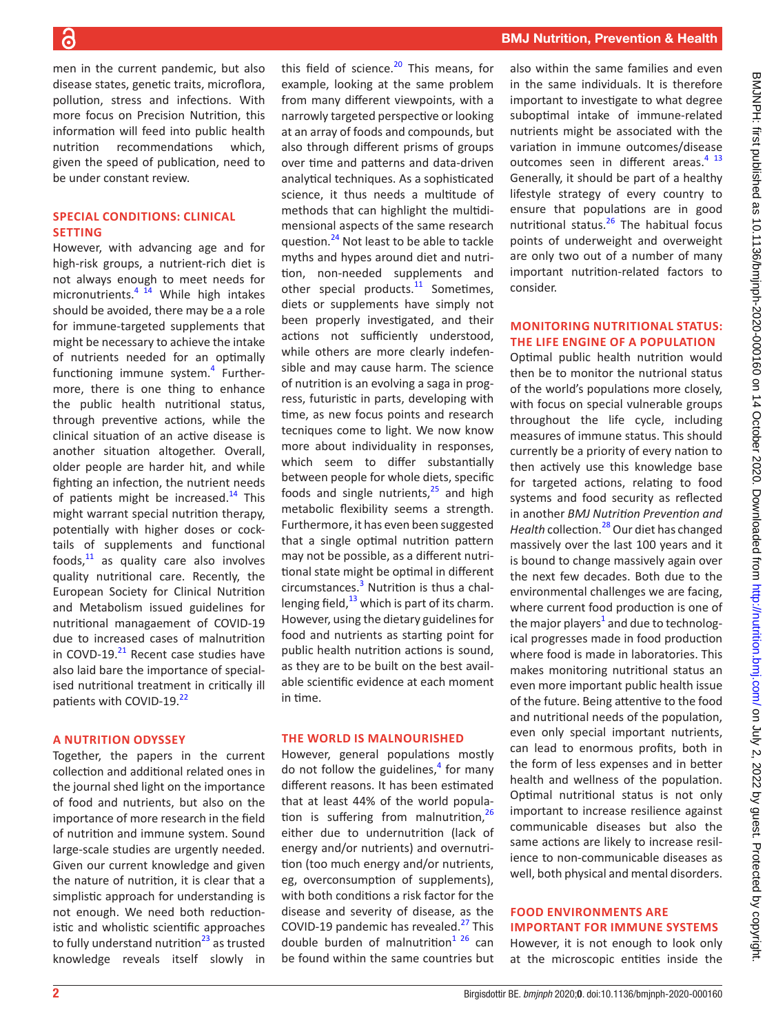men in the current pandemic, but also disease states, genetic traits, microflora, pollution, stress and infections. With more focus on Precision Nutrition, this information will feed into public health nutrition recommendations which, given the speed of publication, need to be under constant review.

## SPECIAL CONDITIONS: CLINICAL SETTING

However, with advancing age and for high-risk groups, a nutrient-rich diet is not always enough to meet needs for micronutrients.[4,14] While high intakes should be avoided, there may be a a role for immune-targeted supplements that might be necessary to achieve the intake of nutrients needed for an optimally functioning immune system.[4] Furthermore, there is one thing to enhance the public health nutritional status, through preventive actions, while the clinical situation of an active disease is another situation altogether. Overall, older people are harder hit, and while fighting an infection, the nutrient needs of patients might be increased.[14] This might warrant special nutrition therapy, potentially with higher doses or cocktails of supplements and functional foods,[11] as quality care also involves quality nutritional care. Recently, the European Society for Clinical Nutrition and Metabolism issued guidelines for nutritional managaement of COVID-19 due to increased cases of malnutrition in COVD-19.[21] Recent case studies have also laid bare the importance of specialised nutritional treatment in critically ill patients with COVID-19.[22]

## A NUTRITION ODYSSEY

Together, the papers in the current collection and additional related ones in the journal shed light on the importance of food and nutrients, but also on the importance of more research in the field of nutrition and immune system. Sound large-scale studies are urgently needed. Given our current knowledge and given the nature of nutrition, it is clear that a simplistic approach for understanding is not enough. We need both reductionistic and wholistic scientific approaches to fully understand nutrition[23] as trusted knowledge reveals itself slowly in this field of science.[20] This means, for example, looking at the same problem from many different viewpoints, with a narrowly targeted perspective or looking at an array of foods and compounds, but also through different prisms of groups over time and patterns and data-driven analytical techniques. As a sophisticated science, it thus needs a multitude of methods that can highlight the multidimensional aspects of the same research question.[24] Not least to be able to tackle myths and hypes around diet and nutrition, non-needed supplements and other special products.[11] Sometimes, diets or supplements have simply not been properly investigated, and their actions not sufficiently understood, while others are more clearly indefensible and may cause harm. The science of nutrition is an evolving a saga in progress, futuristic in parts, developing with time, as new focus points and research tecniques come to light. We now know more about individuality in responses, which seem to differ substantially between people for whole diets, specific foods and single nutrients,[25] and high metabolic flexibility seems a strength. Furthermore, it has even been suggested that a single optimal nutrition pattern may not be possible, as a different nutritional state might be optimal in different circumstances.[3] Nutrition is thus a challenging field,[13] which is part of its charm. However, using the dietary guidelines for food and nutrients as starting point for public health nutrition actions is sound, as they are to be built on the best available scientific evidence at each moment in time.

## THE WORLD IS MALNOURISHED

However, general populations mostly do not follow the guidelines,[4] for many different reasons. It has been estimated that at least 44% of the world population is suffering from malnutrition,[26] either due to undernutrition (lack of energy and/or nutrients) and overnutrition (too much energy and/or nutrients, eg, overconsumption of supplements), with both conditions a risk factor for the disease and severity of disease, as the COVID-19 pandemic has revealed.[27] This double burden of malnutrition[1,26] can be found within the same countries but also within the same families and even in the same individuals. It is therefore important to investigate to what degree suboptimal intake of immune-related nutrients might be associated with the variation in immune outcomes/disease outcomes seen in different areas.[4,13] Generally, it should be part of a healthy lifestyle strategy of every country to ensure that populations are in good nutritional status.[26] The habitual focus points of underweight and overweight are only two out of a number of many important nutrition-related factors to consider.

## MONITORING NUTRITIONAL STATUS: THE LIFE ENGINE OF A POPULATION

Optimal public health nutrition would then be to monitor the nutrional status of the world's populations more closely, with focus on special vulnerable groups throughout the life cycle, including measures of immune status. This should currently be a priority of every nation to then actively use this knowledge base for targeted actions, relating to food systems and food security as reflected in another *BMJ Nutrition Prevention and Health* collection.[28] Our diet has changed massively over the last 100 years and it is bound to change massively again over the next few decades. Both due to the environmental challenges we are facing, where current food production is one of the major players[1] and due to technological progresses made in food production where food is made in laboratories. This makes monitoring nutritional status an even more important public health issue of the future. Being attentive to the food and nutritional needs of the population, even only special important nutrients, can lead to enormous profits, both in the form of less expenses and in better health and wellness of the population. Optimal nutritional status is not only important to increase resilience against communicable diseases but also the same actions are likely to increase resilience to non-communicable diseases as well, both physical and mental disorders.

## FOOD ENVIRONMENTS ARE IMPORTANT FOR IMMUNE SYSTEMS

However, it is not enough to look only at the microscopic entities inside the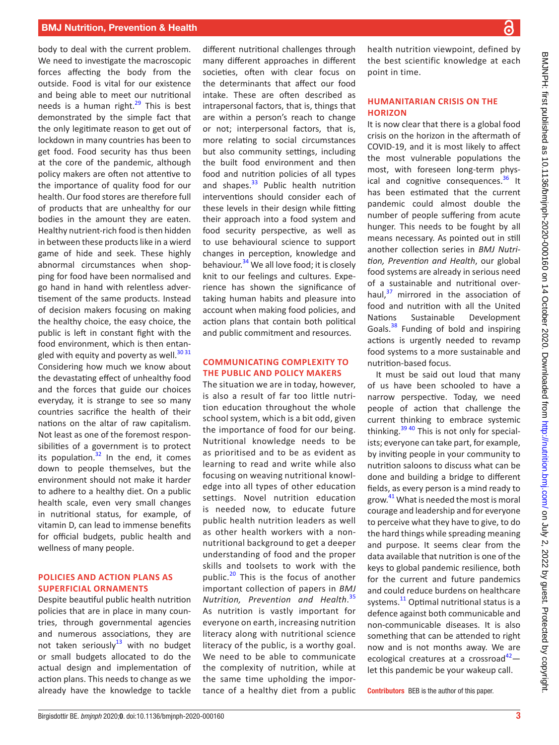body to deal with the current problem. We need to investigate the macroscopic forces affecting the body from the outside. Food is vital for our existence and being able to meet our nutritional needs is a human right.[29] This is best demonstrated by the simple fact that the only legitimate reason to get out of lockdown in many countries has been to get food. Food security has thus been at the core of the pandemic, although policy makers are often not attentive to the importance of quality food for our health. Our food stores are therefore full of products that are unhealthy for our bodies in the amount they are eaten. Healthy nutrient-rich food is then hidden in between these products like in a wierd game of hide and seek. These highly abnormal circumstances when shopping for food have been normalised and go hand in hand with relentless advertisement of the same products. Instead of decision makers focusing on making the healthy choice, the easy choice, the public is left in constant fight with the food environment, which is then entangled with equity and poverty as well.[30 31] Considering how much we know about the devastating effect of unhealthy food and the forces that guide our choices everyday, it is strange to see so many countries sacrifice the health of their nations on the altar of raw capitalism. Not least as one of the foremost responsibilities of a government is to protect its population.[32] In the end, it comes down to people themselves, but the environment should not make it harder to adhere to a healthy diet. On a public health scale, even very small changes in nutritional status, for example, of vitamin D, can lead to immense benefits for official budgets, public health and wellness of many people.

## POLICIES AND ACTION PLANS AS SUPERFICIAL ORNAMENTS

Despite beautiful public health nutrition policies that are in place in many countries, through governmental agencies and numerous associations, they are not taken seriously[13] with no budget or small budgets allocated to do the actual design and implementation of action plans. This needs to change as we already have the knowledge to tackle different nutritional challenges through many different approaches in different societies, often with clear focus on the determinants that affect our food intake. These are often described as intrapersonal factors, that is, things that are within a person's reach to change or not; interpersonal factors, that is, more relating to social circumstances but also community settings, including the built food environment and then food and nutrition policies of all types and shapes.[33] Public health nutrition interventions should consider each of these levels in their design while fitting their approach into a food system and food security perspective, as well as to use behavioural science to support changes in perception, knowledge and behaviour.[34] We all love food; it is closely knit to our feelings and cultures. Experience has shown the significance of taking human habits and pleasure into account when making food policies, and action plans that contain both political and public commitment and resources.

## COMMUNICATING COMPLEXITY TO THE PUBLIC AND POLICY MAKERS

The situation we are in today, however, is also a result of far too little nutrition education throughout the whole school system, which is a bit odd, given the importance of food for our being. Nutritional knowledge needs to be as prioritised and to be as evident as learning to read and write while also focusing on weaving nutritional knowledge into all types of other education settings. Novel nutrition education is needed now, to educate future public health nutrition leaders as well as other health workers with a non-nutritional background to get a deeper understanding of food and the proper skills and toolsets to work with the public.[20] This is the focus of another important collection of papers in *BMJ Nutrition, Prevention and Health*.[35] As nutrition is vastly important for everyone on earth, increasing nutrition literacy along with nutritional science literacy of the public, is a worthy goal. We need to be able to communicate the complexity of nutrition, while at the same time upholding the importance of a healthy diet from a public health nutrition viewpoint, defined by the best scientific knowledge at each point in time.

## HUMANITARIAN CRISIS ON THE HORIZON

It is now clear that there is a global food crisis on the horizon in the aftermath of COVID-19, and it is most likely to affect the most vulnerable populations the most, with foreseen long-term physical and cognitive consequences.[36] It has been estimated that the current pandemic could almost double the number of people suffering from acute hunger. This needs to be fought by all means necessary. As pointed out in still another collection series in *BMJ Nutrition, Prevention and Health*, our global food systems are already in serious need of a sustainable and nutritional overhaul,[37] mirrored in the association of food and nutrition with all the United Nations Sustainable Development Goals.[38] Funding of bold and inspiring actions is urgently needed to revamp food systems to a more sustainable and nutrition-based focus.

It must be said out loud that many of us have been schooled to have a narrow perspective. Today, we need people of action that challenge the current thinking to embrace systemic thinking.[39 40] This is not only for specialists; everyone can take part, for example, by inviting people in your community to nutrition saloons to discuss what can be done and building a bridge to different fields, as every person is a mind ready to grow.[41] What is needed the most is moral courage and leadership and for everyone to perceive what they have to give, to do the hard things while spreading meaning and purpose. It seems clear from the data available that nutrition is one of the keys to global pandemic resilience, both for the current and future pandemics and could reduce burdens on healthcare systems.[11] Optimal nutritional status is a defence against both communicable and non-communicable diseases. It is also something that can be attended to right now and is not months away. We are ecological creatures at a crossroad[42]—let this pandemic be your wakeup call.

**Contributors** BEB is the author of this paper.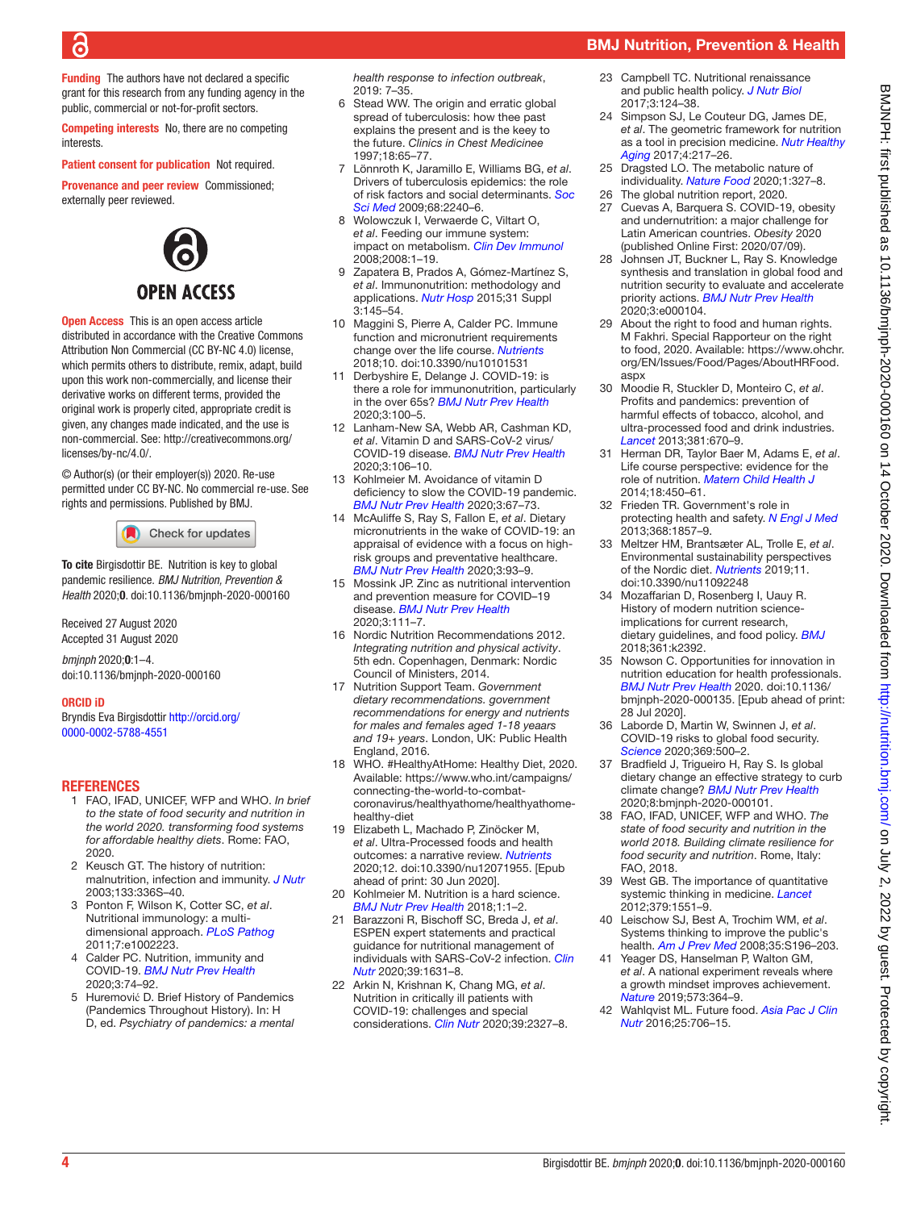**Funding** The authors have not declared a specific grant for this research from any funding agency in the public, commercial or not-for-profit sectors.

**Competing interests** No, there are no competing interests.

**Patient consent for publication** Not required.

**Provenance and peer review** Commissioned; externally peer reviewed.

OPEN ACCESS

**Open Access** This is an open access article distributed in accordance with the Creative Commons Attribution Non Commercial (CC BY-NC 4.0) license, which permits others to distribute, remix, adapt, build upon this work non-commercially, and license their derivative works on different terms, provided the original work is properly cited, appropriate credit is given, any changes made indicated, and the use is non-commercial. See: http://creativecommons.org/licenses/by-nc/4.0/.

© Author(s) (or their employer(s)) 2020. Re-use permitted under CC BY-NC. No commercial re-use. See rights and permissions. Published by BMJ.

**To cite** Birgisdottir BE. Nutrition is key to global pandemic resilience. *BMJ Nutrition, Prevention & Health* 2020;**0**. doi:10.1136/bmjnph-2020-000160

Received 27 August 2020
Accepted 31 August 2020

*bmjnph* 2020;**0**:1–4.
doi:10.1136/bmjnph-2020-000160

**ORCID iD**
Bryndis Eva Birgisdottir http://orcid.org/0000-0002-5788-4551

## REFERENCES

1. FAO, IFAD, UNICEF, WFP and WHO. *In brief to the state of food security and nutrition in the world 2020. transforming food systems for affordable healthy diets*. Rome: FAO, 2020.
2. Keusch GT. The history of nutrition: malnutrition, infection and immunity. *J Nutr* 2003;133:336S–40.
3. Ponton F, Wilson K, Cotter SC, *et al*. Nutritional immunology: a multi-dimensional approach. *PLoS Pathog* 2011;7:e1002223.
4. Calder PC. Nutrition, immunity and COVID-19. *BMJ Nutr Prev Health* 2020;3:74–92.
5. Huremović D. Brief History of Pandemics (Pandemics Throughout History). In: H D, ed. *Psychiatry of pandemics: a mental health response to infection outbreak*, 2019: 7–35.
6. Stead WW. The origin and erratic global spread of tuberculosis: how thee past explains the present and is the key to the future. *Clinics in Chest Medicinee* 1997;18:65–77.
7. Lönnroth K, Jaramillo E, Williams BG, *et al*. Drivers of tuberculosis epidemics: the role of risk factors and social determinants. *Soc Sci Med* 2009;68:2240–6.
8. Wolowczuk I, Verwaerde C, Viltart O, *et al*. Feeding our immune system: impact on metabolism. *Clin Dev Immunol* 2008;2008:1–19.
9. Zapatera B, Prados A, Gómez-Martínez S, *et al*. Immunonutrition: methodology and applications. *Nutr Hosp* 2015;31 Suppl 3:145–54.
10. Maggini S, Pierre A, Calder PC. Immune function and micronutrient requirements change over the life course. *Nutrients* 2018;10. doi:10.3390/nu10101531
11. Derbyshire E, Delange J. COVID-19: is there a role for immunonutrition, particularly in the over 65s? *BMJ Nutr Prev Health* 2020;3:100–5.
12. Lanham-New SA, Webb AR, Cashman KD, *et al*. Vitamin D and SARS-CoV-2 virus/COVID-19 disease. *BMJ Nutr Prev Health* 2020;3:106–10.
13. Kohlmeier M. Avoidance of vitamin D deficiency to slow the COVID-19 pandemic. *BMJ Nutr Prev Health* 2020;3:67–73.
14. McAuliffe S, Ray S, Fallon E, *et al*. Dietary micronutrients in the wake of COVID-19: an appraisal of evidence with a focus on high-risk groups and preventative healthcare. *BMJ Nutr Prev Health* 2020;3:93–9.
15. Mossink JP. Zinc as nutritional intervention and prevention measure for COVID–19 disease. *BMJ Nutr Prev Health* 2020;3:111–7.
16. Nordic Nutrition Recommendations 2012. *Integrating nutrition and physical activity*. 5th edn. Copenhagen, Denmark: Nordic Council of Ministers, 2014.
17. Nutrition Support Team. *Government dietary recommendations. government recommendations for energy and nutrients for males and females aged 1-18 years and 19+ years*. London, UK: Public Health England, 2016.
18. WHO. #HealthyAtHome: Healthy Diet, 2020. Available: https://www.who.int/campaigns/connecting-the-world-to-combat-coronavirus/healthyathome/healthyathome-healthy-diet
19. Elizabeth L, Machado P, Zinöcker M, *et al*. Ultra-Processed foods and health outcomes: a narrative review. *Nutrients* 2020;12. doi:10.3390/nu12071955. [Epub ahead of print: 30 Jun 2020].
20. Kohlmeier M. Nutrition is a hard science. *BMJ Nutr Prev Health* 2018;1:1–2.
21. Barazzoni R, Bischoff SC, Breda J, *et al*. ESPEN expert statements and practical guidance for nutritional management of individuals with SARS-CoV-2 infection. *Clin Nutr* 2020;39:1631–8.
22. Arkin N, Krishnan K, Chang MG, *et al*. Nutrition in critically ill patients with COVID-19: challenges and special considerations. *Clin Nutr* 2020;39:2327–8.
23. Campbell TC. Nutritional renaissance and public health policy. *J Nutr Biol* 2017;3:124–38.
24. Simpson SJ, Le Couteur DG, James DE, *et al*. The geometric framework for nutrition as a tool in precision medicine. *Nutr Healthy Aging* 2017;4:217–26.
25. Dragsted LO. The metabolic nature of individuality. *Nature Food* 2020;1:327–8.
26. The global nutrition report, 2020.
27. Cuevas A, Barquera S. COVID-19, obesity and undernutrition: a major challenge for Latin American countries. *Obesity* 2020 (published Online First: 2020/07/09).
28. Johnsen JT, Buckner L, Ray S. Knowledge synthesis and translation in global food and nutrition security to evaluate and accelerate priority actions. *BMJ Nutr Prev Health* 2020;3:e000104.
29. About the right to food and human rights. M Fakhri. Special Rapporteur on the right to food, 2020. Available: https://www.ohchr.org/EN/Issues/Food/Pages/AboutHRFood.aspx
30. Moodie R, Stuckler D, Monteiro C, *et al*. Profits and pandemics: prevention of harmful effects of tobacco, alcohol, and ultra-processed food and drink industries. *Lancet* 2013;381:670–9.
31. Herman DR, Taylor Baer M, Adams E, *et al*. Life course perspective: evidence for the role of nutrition. *Matern Child Health J* 2014;18:450–61.
32. Frieden TR. Government's role in protecting health and safety. *N Engl J Med* 2013;368:1857–9.
33. Meltzer HM, Brantsæter AL, Trolle E, *et al*. Environmental sustainability perspectives of the Nordic diet. *Nutrients* 2019;11. doi:10.3390/nu11092248
34. Mozaffarian D, Rosenberg I, Uauy R. History of modern nutrition science-implications for current research, dietary guidelines, and food policy. *BMJ* 2018;361:k2392.
35. Nowson C. Opportunities for innovation in nutrition education for health professionals. *BMJ Nutr Prev Health* 2020. doi:10.1136/bmjnph-2020-000135. [Epub ahead of print: 28 Jul 2020].
36. Laborde D, Martin W, Swinnen J, *et al*. COVID-19 risks to global food security. *Science* 2020;369:500–2.
37. Bradfield J, Trigueiro H, Ray S. Is global dietary change an effective strategy to curb climate change? *BMJ Nutr Prev Health* 2020;8:bmjnph-2020-000101.
38. FAO, IFAD, UNICEF, WFP and WHO. *The state of food security and nutrition in the world 2018. Building climate resilience for food security and nutrition*. Rome, Italy: FAO, 2018.
39. West GB. The importance of quantitative systemic thinking in medicine. *Lancet* 2012;379:1551–9.
40. Leischow SJ, Best A, Trochim WM, *et al*. Systems thinking to improve the public's health. *Am J Prev Med* 2008;35:S196–203.
41. Yeager DS, Hanselman P, Walton GM, *et al*. A national experiment reveals where a growth mindset improves achievement. *Nature* 2019;573:364–9.
42. Wahlqvist ML. Future food. *Asia Pac J Clin Nutr* 2016;25:706–15.